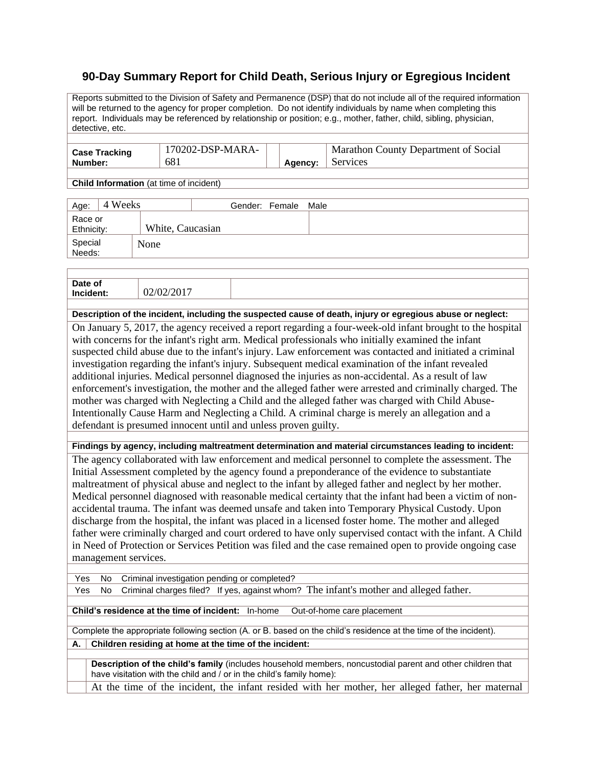# 90-Day Summary Report for Child Death, Serious Injury or Egregious Incident

Reports submitted to the Division of Safety and Permanence (DSP) that do not include all of the required information will be returned to the agency for proper completion. Do not identify individuals by name when completing this report. Individuals may be referenced by relationship or position; e.g., mother, father, child, sibling, physician, detective, etc.

| **Case Tracking Number:** | 170202-DSP-MARA-681 | **Agency:** | Marathon County Department of Social Services |
|---|---|---|---|

**Child Information** (at time of incident)

| Age: | 4 Weeks | Gender: Female Male |
|---|---|---|
| Race or Ethnicity: | White, Caucasian | |
| Special Needs: | None | |

| **Date of Incident:** | 02/02/2017 |
|---|---|

**Description of the incident, including the suspected cause of death, injury or egregious abuse or neglect:**

On January 5, 2017, the agency received a report regarding a four-week-old infant brought to the hospital with concerns for the infant's right arm. Medical professionals who initially examined the infant suspected child abuse due to the infant's injury. Law enforcement was contacted and initiated a criminal investigation regarding the infant's injury. Subsequent medical examination of the infant revealed additional injuries. Medical personnel diagnosed the injuries as non-accidental. As a result of law enforcement's investigation, the mother and the alleged father were arrested and criminally charged. The mother was charged with Neglecting a Child and the alleged father was charged with Child Abuse-Intentionally Cause Harm and Neglecting a Child. A criminal charge is merely an allegation and a defendant is presumed innocent until and unless proven guilty.

**Findings by agency, including maltreatment determination and material circumstances leading to incident:**

The agency collaborated with law enforcement and medical personnel to complete the assessment. The Initial Assessment completed by the agency found a preponderance of the evidence to substantiate maltreatment of physical abuse and neglect to the infant by alleged father and neglect by her mother. Medical personnel diagnosed with reasonable medical certainty that the infant had been a victim of non-accidental trauma. The infant was deemed unsafe and taken into Temporary Physical Custody. Upon discharge from the hospital, the infant was placed in a licensed foster home. The mother and alleged father were criminally charged and court ordered to have only supervised contact with the infant. A Child in Need of Protection or Services Petition was filed and the case remained open to provide ongoing case management services.

Yes No Criminal investigation pending or completed?

Yes No Criminal charges filed? If yes, against whom? The infant's mother and alleged father.

**Child's residence at the time of incident:** In-home Out-of-home care placement

Complete the appropriate following section (A. or B. based on the child's residence at the time of the incident).

**A. Children residing at home at the time of the incident:**

**Description of the child's family** (includes household members, noncustodial parent and other children that have visitation with the child and / or in the child's family home):

At the time of the incident, the infant resided with her mother, her alleged father, her maternal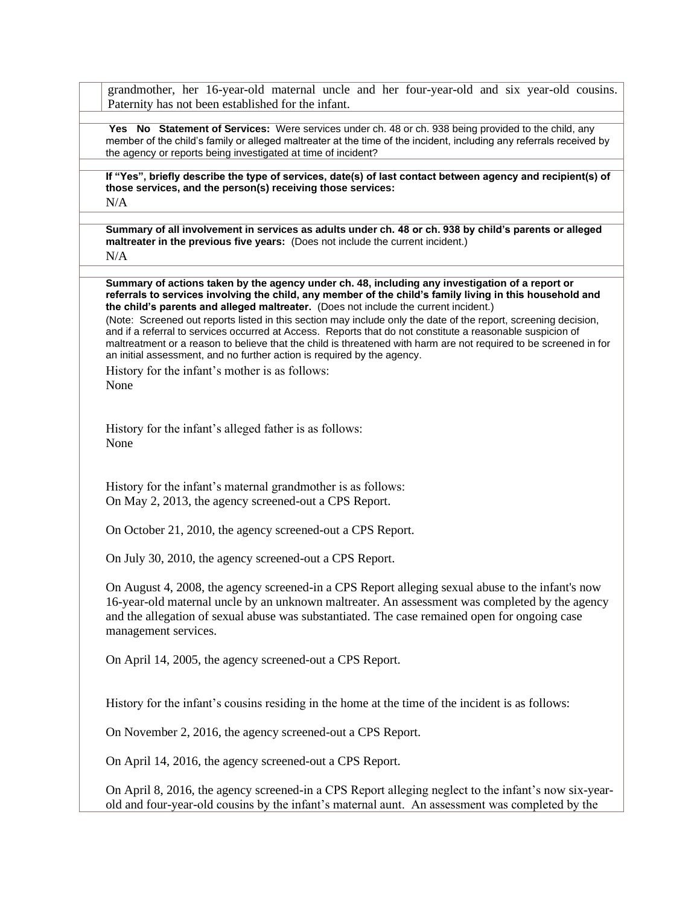grandmother, her 16-year-old maternal uncle and her four-year-old and six year-old cousins. Paternity has not been established for the infant.

**Yes No Statement of Services:** Were services under ch. 48 or ch. 938 being provided to the child, any member of the child's family or alleged maltreater at the time of the incident, including any referrals received by the agency or reports being investigated at time of incident?

**If "Yes", briefly describe the type of services, date(s) of last contact between agency and recipient(s) of those services, and the person(s) receiving those services:**

N/A

**Summary of all involvement in services as adults under ch. 48 or ch. 938 by child's parents or alleged maltreater in the previous five years:** (Does not include the current incident.)

N/A

**Summary of actions taken by the agency under ch. 48, including any investigation of a report or referrals to services involving the child, any member of the child's family living in this household and the child's parents and alleged maltreater.** (Does not include the current incident.)

(Note: Screened out reports listed in this section may include only the date of the report, screening decision, and if a referral to services occurred at Access. Reports that do not constitute a reasonable suspicion of maltreatment or a reason to believe that the child is threatened with harm are not required to be screened in for an initial assessment, and no further action is required by the agency.

History for the infant's mother is as follows:
None

History for the infant's alleged father is as follows:
None

History for the infant's maternal grandmother is as follows:
On May 2, 2013, the agency screened-out a CPS Report.

On October 21, 2010, the agency screened-out a CPS Report.

On July 30, 2010, the agency screened-out a CPS Report.

On August 4, 2008, the agency screened-in a CPS Report alleging sexual abuse to the infant's now 16-year-old maternal uncle by an unknown maltreater. An assessment was completed by the agency and the allegation of sexual abuse was substantiated. The case remained open for ongoing case management services.

On April 14, 2005, the agency screened-out a CPS Report.

History for the infant's cousins residing in the home at the time of the incident is as follows:

On November 2, 2016, the agency screened-out a CPS Report.

On April 14, 2016, the agency screened-out a CPS Report.

On April 8, 2016, the agency screened-in a CPS Report alleging neglect to the infant's now six-year-old and four-year-old cousins by the infant's maternal aunt. An assessment was completed by the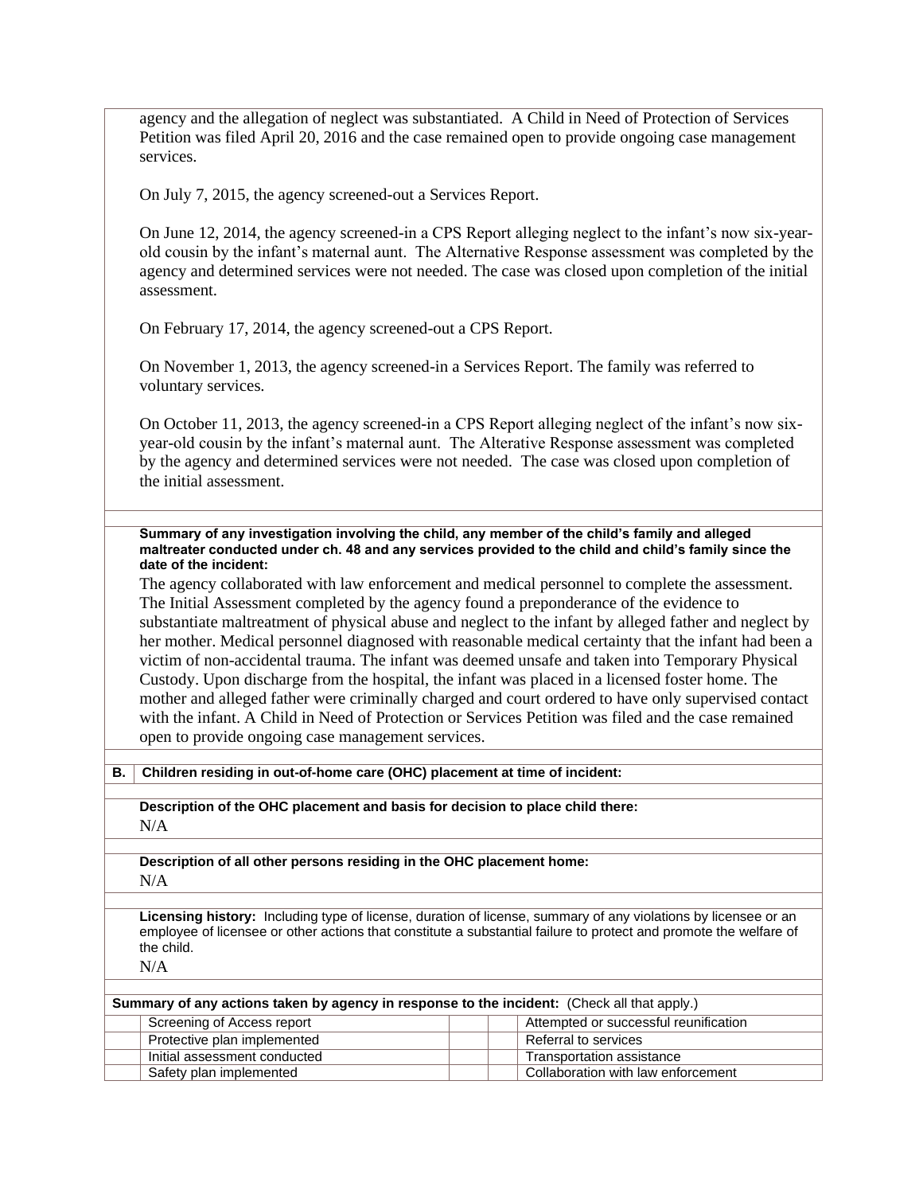agency and the allegation of neglect was substantiated. A Child in Need of Protection of Services Petition was filed April 20, 2016 and the case remained open to provide ongoing case management services.

On July 7, 2015, the agency screened-out a Services Report.

On June 12, 2014, the agency screened-in a CPS Report alleging neglect to the infant's now six-year-old cousin by the infant's maternal aunt. The Alternative Response assessment was completed by the agency and determined services were not needed. The case was closed upon completion of the initial assessment.

On February 17, 2014, the agency screened-out a CPS Report.

On November 1, 2013, the agency screened-in a Services Report. The family was referred to voluntary services.

On October 11, 2013, the agency screened-in a CPS Report alleging neglect of the infant's now six-year-old cousin by the infant's maternal aunt. The Alterative Response assessment was completed by the agency and determined services were not needed. The case was closed upon completion of the initial assessment.

**Summary of any investigation involving the child, any member of the child's family and alleged maltreater conducted under ch. 48 and any services provided to the child and child's family since the date of the incident:**

The agency collaborated with law enforcement and medical personnel to complete the assessment. The Initial Assessment completed by the agency found a preponderance of the evidence to substantiate maltreatment of physical abuse and neglect to the infant by alleged father and neglect by her mother. Medical personnel diagnosed with reasonable medical certainty that the infant had been a victim of non-accidental trauma. The infant was deemed unsafe and taken into Temporary Physical Custody. Upon discharge from the hospital, the infant was placed in a licensed foster home. The mother and alleged father were criminally charged and court ordered to have only supervised contact with the infant. A Child in Need of Protection or Services Petition was filed and the case remained open to provide ongoing case management services.

**B. Children residing in out-of-home care (OHC) placement at time of incident:**

**Description of the OHC placement and basis for decision to place child there:**

N/A

**Description of all other persons residing in the OHC placement home:**

N/A

**Licensing history:** Including type of license, duration of license, summary of any violations by licensee or an employee of licensee or other actions that constitute a substantial failure to protect and promote the welfare of the child.

N/A

**Summary of any actions taken by agency in response to the incident:** (Check all that apply.)

| | | | | |
|---|---|---|---|---|
| | Screening of Access report | | | Attempted or successful reunification |
| | Protective plan implemented | | | Referral to services |
| | Initial assessment conducted | | | Transportation assistance |
| | Safety plan implemented | | | Collaboration with law enforcement |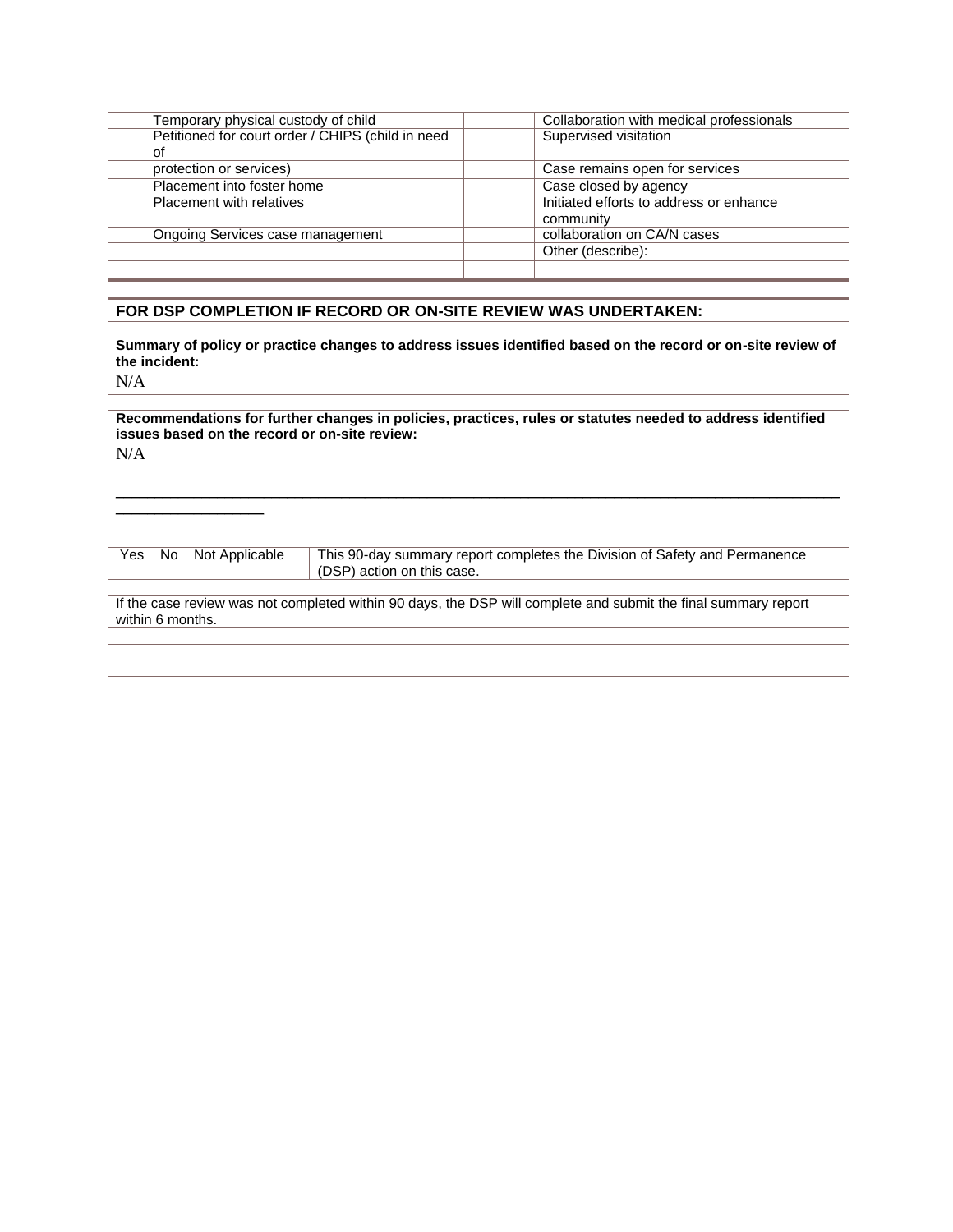| | | | | |
|---|---|---|---|---|
| | Temporary physical custody of child | | | Collaboration with medical professionals |
| | Petitioned for court order / CHIPS (child in need of | | | Supervised visitation |
| | protection or services) | | | Case remains open for services |
| | Placement into foster home | | | Case closed by agency |
| | Placement with relatives | | | Initiated efforts to address or enhance community |
| | Ongoing Services case management | | | collaboration on CA/N cases |
| | | | | Other (describe): |
| | | | | |

**FOR DSP COMPLETION IF RECORD OR ON-SITE REVIEW WAS UNDERTAKEN:**

**Summary of policy or practice changes to address issues identified based on the record or on-site review of the incident:**

N/A

**Recommendations for further changes in policies, practices, rules or statutes needed to address identified issues based on the record or on-site review:**

N/A

| | |
|---|---|
| Yes No Not Applicable | This 90-day summary report completes the Division of Safety and Permanence (DSP) action on this case. |

If the case review was not completed within 90 days, the DSP will complete and submit the final summary report within 6 months.